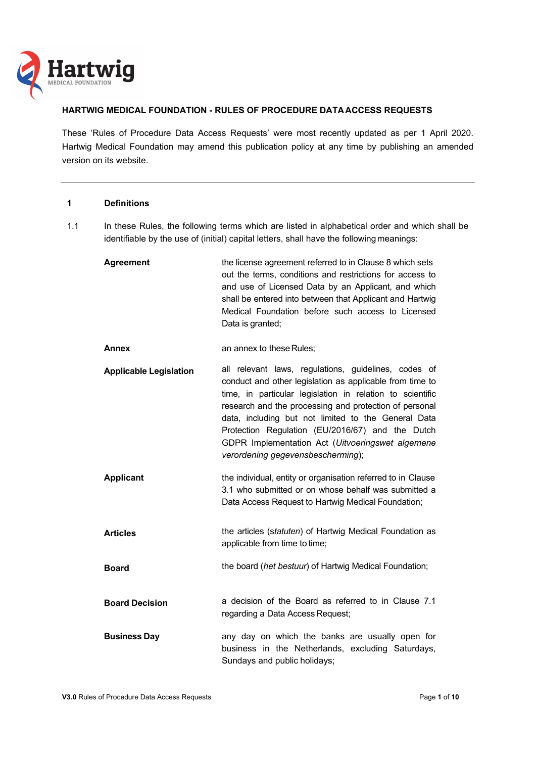# HARTWIG MEDICAL FOUNDATION - RULES OF PROCEDURE DATA ACCESS REQUESTS

These 'Rules of Procedure Data Access Requests' were most recently updated as per 1 April 2020. Hartwig Medical Foundation may amend this publication policy at any time by publishing an amended version on its website.

---

## 1 Definitions

1.1 In these Rules, the following terms which are listed in alphabetical order and which shall be identifiable by the use of (initial) capital letters, shall have the following meanings:

| | |
|---|---|
| **Agreement** | the license agreement referred to in Clause 8 which sets out the terms, conditions and restrictions for access to and use of Licensed Data by an Applicant, and which shall be entered into between that Applicant and Hartwig Medical Foundation before such access to Licensed Data is granted; |
| **Annex** | an annex to these Rules; |
| **Applicable Legislation** | all relevant laws, regulations, guidelines, codes of conduct and other legislation as applicable from time to time, in particular legislation in relation to scientific research and the processing and protection of personal data, including but not limited to the General Data Protection Regulation (EU/2016/67) and the Dutch GDPR Implementation Act (*Uitvoeringswet algemene verordening gegevensbescherming*); |
| **Applicant** | the individual, entity or organisation referred to in Clause 3.1 who submitted or on whose behalf was submitted a Data Access Request to Hartwig Medical Foundation; |
| **Articles** | the articles (*statuten*) of Hartwig Medical Foundation as applicable from time to time; |
| **Board** | the board (*het bestuur*) of Hartwig Medical Foundation; |
| **Board Decision** | a decision of the Board as referred to in Clause 7.1 regarding a Data Access Request; |
| **Business Day** | any day on which the banks are usually open for business in the Netherlands, excluding Saturdays, Sundays and public holidays; |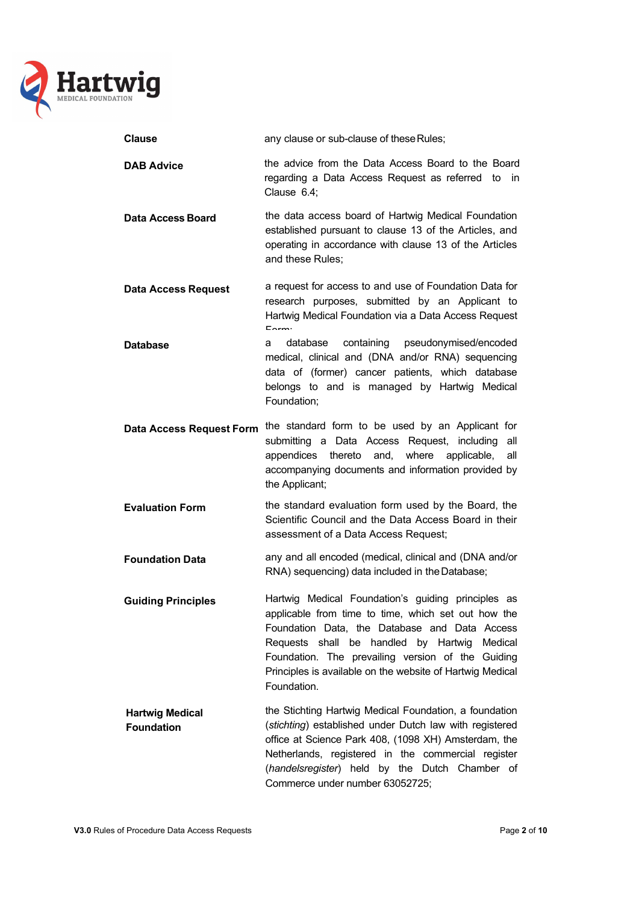| | |
|---|---|
| **Clause** | any clause or sub-clause of these Rules; |
| **DAB Advice** | the advice from the Data Access Board to the Board regarding a Data Access Request as referred to in Clause 6.4; |
| **Data Access Board** | the data access board of Hartwig Medical Foundation established pursuant to clause 13 of the Articles, and operating in accordance with clause 13 of the Articles and these Rules; |
| **Data Access Request** | a request for access to and use of Foundation Data for research purposes, submitted by an Applicant to Hartwig Medical Foundation via a Data Access Request Form; |
| **Database** | a database containing pseudonymised/encoded medical, clinical and (DNA and/or RNA) sequencing data of (former) cancer patients, which database belongs to and is managed by Hartwig Medical Foundation; |
| **Data Access Request Form** | the standard form to be used by an Applicant for submitting a Data Access Request, including all appendices thereto and, where applicable, all accompanying documents and information provided by the Applicant; |
| **Evaluation Form** | the standard evaluation form used by the Board, the Scientific Council and the Data Access Board in their assessment of a Data Access Request; |
| **Foundation Data** | any and all encoded (medical, clinical and (DNA and/or RNA) sequencing) data included in the Database; |
| **Guiding Principles** | Hartwig Medical Foundation's guiding principles as applicable from time to time, which set out how the Foundation Data, the Database and Data Access Requests shall be handled by Hartwig Medical Foundation. The prevailing version of the Guiding Principles is available on the website of Hartwig Medical Foundation. |
| **Hartwig Medical Foundation** | the Stichting Hartwig Medical Foundation, a foundation (*stichting*) established under Dutch law with registered office at Science Park 408, (1098 XH) Amsterdam, the Netherlands, registered in the commercial register (*handelsregister*) held by the Dutch Chamber of Commerce under number 63052725; |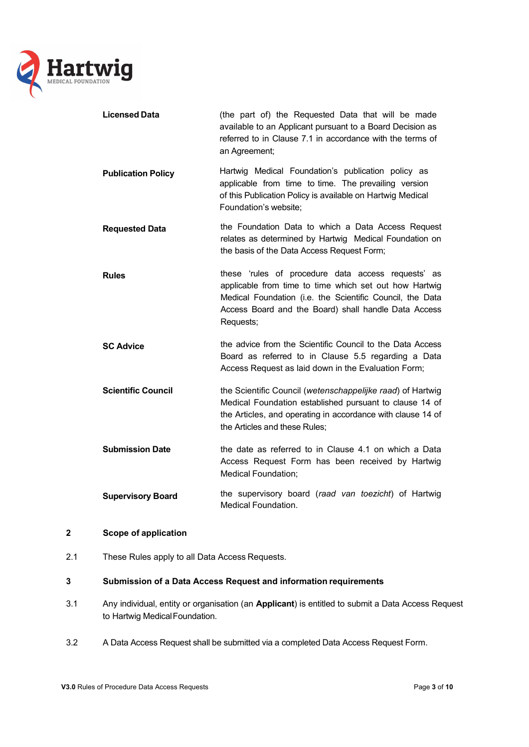| | |
|---|---|
| **Licensed Data** | (the part of) the Requested Data that will be made available to an Applicant pursuant to a Board Decision as referred to in Clause 7.1 in accordance with the terms of an Agreement; |
| **Publication Policy** | Hartwig Medical Foundation's publication policy as applicable from time to time. The prevailing version of this Publication Policy is available on Hartwig Medical Foundation's website; |
| **Requested Data** | the Foundation Data to which a Data Access Request relates as determined by Hartwig Medical Foundation on the basis of the Data Access Request Form; |
| **Rules** | these 'rules of procedure data access requests' as applicable from time to time which set out how Hartwig Medical Foundation (i.e. the Scientific Council, the Data Access Board and the Board) shall handle Data Access Requests; |
| **SC Advice** | the advice from the Scientific Council to the Data Access Board as referred to in Clause 5.5 regarding a Data Access Request as laid down in the Evaluation Form; |
| **Scientific Council** | the Scientific Council (*wetenschappelijke raad*) of Hartwig Medical Foundation established pursuant to clause 14 of the Articles, and operating in accordance with clause 14 of the Articles and these Rules; |
| **Submission Date** | the date as referred to in Clause 4.1 on which a Data Access Request Form has been received by Hartwig Medical Foundation; |
| **Supervisory Board** | the supervisory board (*raad van toezicht*) of Hartwig Medical Foundation. |

## 2 Scope of application

2.1 These Rules apply to all Data Access Requests.

## 3 Submission of a Data Access Request and information requirements

3.1 Any individual, entity or organisation (an **Applicant**) is entitled to submit a Data Access Request to Hartwig Medical Foundation.

3.2 A Data Access Request shall be submitted via a completed Data Access Request Form.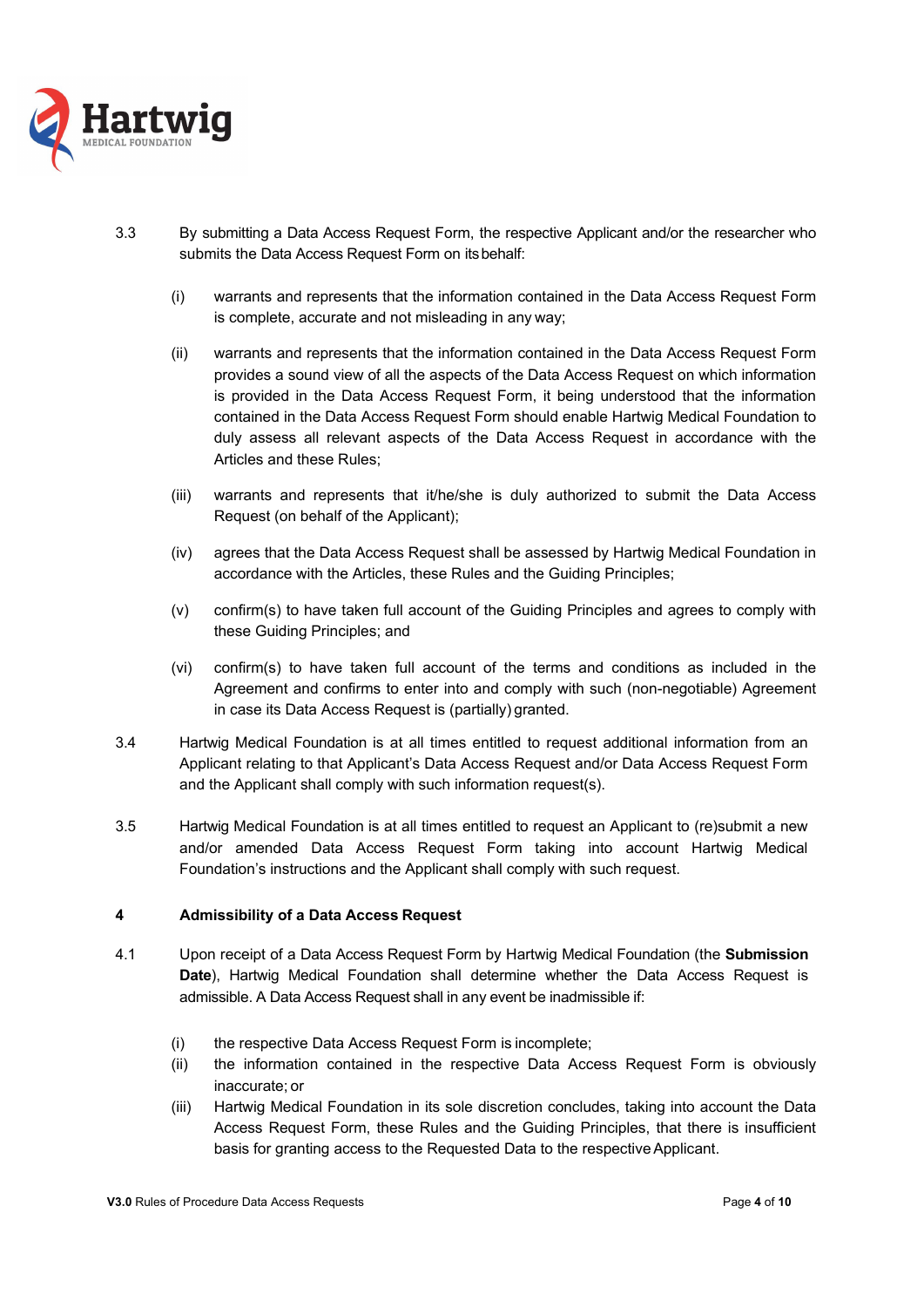3.3 By submitting a Data Access Request Form, the respective Applicant and/or the researcher who submits the Data Access Request Form on its behalf:

(i) warrants and represents that the information contained in the Data Access Request Form is complete, accurate and not misleading in any way;

(ii) warrants and represents that the information contained in the Data Access Request Form provides a sound view of all the aspects of the Data Access Request on which information is provided in the Data Access Request Form, it being understood that the information contained in the Data Access Request Form should enable Hartwig Medical Foundation to duly assess all relevant aspects of the Data Access Request in accordance with the Articles and these Rules;

(iii) warrants and represents that it/he/she is duly authorized to submit the Data Access Request (on behalf of the Applicant);

(iv) agrees that the Data Access Request shall be assessed by Hartwig Medical Foundation in accordance with the Articles, these Rules and the Guiding Principles;

(v) confirm(s) to have taken full account of the Guiding Principles and agrees to comply with these Guiding Principles; and

(vi) confirm(s) to have taken full account of the terms and conditions as included in the Agreement and confirms to enter into and comply with such (non-negotiable) Agreement in case its Data Access Request is (partially) granted.

3.4 Hartwig Medical Foundation is at all times entitled to request additional information from an Applicant relating to that Applicant's Data Access Request and/or Data Access Request Form and the Applicant shall comply with such information request(s).

3.5 Hartwig Medical Foundation is at all times entitled to request an Applicant to (re)submit a new and/or amended Data Access Request Form taking into account Hartwig Medical Foundation's instructions and the Applicant shall comply with such request.

## 4 Admissibility of a Data Access Request

4.1 Upon receipt of a Data Access Request Form by Hartwig Medical Foundation (the **Submission Date**), Hartwig Medical Foundation shall determine whether the Data Access Request is admissible. A Data Access Request shall in any event be inadmissible if:

(i) the respective Data Access Request Form is incomplete;

(ii) the information contained in the respective Data Access Request Form is obviously inaccurate; or

(iii) Hartwig Medical Foundation in its sole discretion concludes, taking into account the Data Access Request Form, these Rules and the Guiding Principles, that there is insufficient basis for granting access to the Requested Data to the respective Applicant.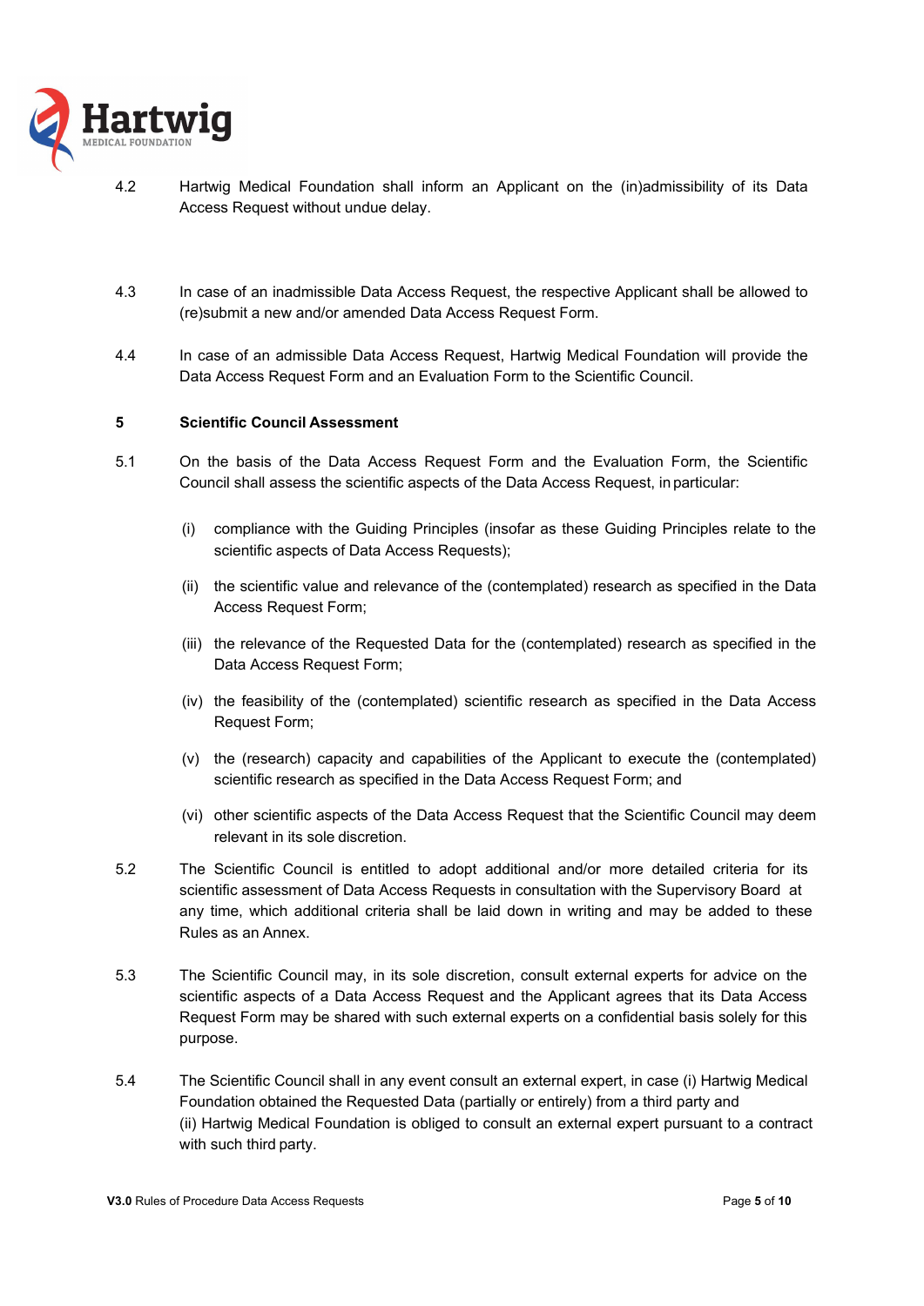4.2 Hartwig Medical Foundation shall inform an Applicant on the (in)admissibility of its Data Access Request without undue delay.

4.3 In case of an inadmissible Data Access Request, the respective Applicant shall be allowed to (re)submit a new and/or amended Data Access Request Form.

4.4 In case of an admissible Data Access Request, Hartwig Medical Foundation will provide the Data Access Request Form and an Evaluation Form to the Scientific Council.

## 5 Scientific Council Assessment

5.1 On the basis of the Data Access Request Form and the Evaluation Form, the Scientific Council shall assess the scientific aspects of the Data Access Request, in particular:

(i) compliance with the Guiding Principles (insofar as these Guiding Principles relate to the scientific aspects of Data Access Requests);

(ii) the scientific value and relevance of the (contemplated) research as specified in the Data Access Request Form;

(iii) the relevance of the Requested Data for the (contemplated) research as specified in the Data Access Request Form;

(iv) the feasibility of the (contemplated) scientific research as specified in the Data Access Request Form;

(v) the (research) capacity and capabilities of the Applicant to execute the (contemplated) scientific research as specified in the Data Access Request Form; and

(vi) other scientific aspects of the Data Access Request that the Scientific Council may deem relevant in its sole discretion.

5.2 The Scientific Council is entitled to adopt additional and/or more detailed criteria for its scientific assessment of Data Access Requests in consultation with the Supervisory Board at any time, which additional criteria shall be laid down in writing and may be added to these Rules as an Annex.

5.3 The Scientific Council may, in its sole discretion, consult external experts for advice on the scientific aspects of a Data Access Request and the Applicant agrees that its Data Access Request Form may be shared with such external experts on a confidential basis solely for this purpose.

5.4 The Scientific Council shall in any event consult an external expert, in case (i) Hartwig Medical Foundation obtained the Requested Data (partially or entirely) from a third party and (ii) Hartwig Medical Foundation is obliged to consult an external expert pursuant to a contract with such third party.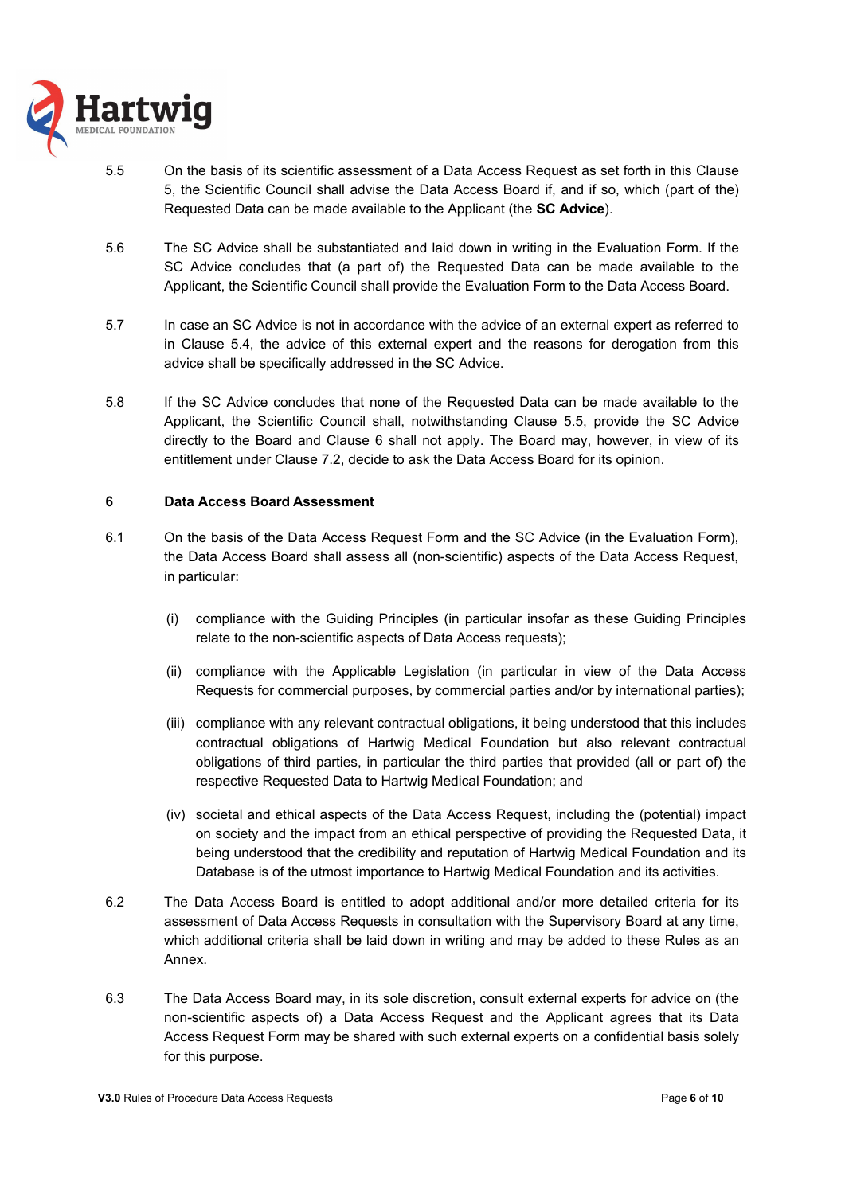5.5 On the basis of its scientific assessment of a Data Access Request as set forth in this Clause 5, the Scientific Council shall advise the Data Access Board if, and if so, which (part of the) Requested Data can be made available to the Applicant (the **SC Advice**).

5.6 The SC Advice shall be substantiated and laid down in writing in the Evaluation Form. If the SC Advice concludes that (a part of) the Requested Data can be made available to the Applicant, the Scientific Council shall provide the Evaluation Form to the Data Access Board.

5.7 In case an SC Advice is not in accordance with the advice of an external expert as referred to in Clause 5.4, the advice of this external expert and the reasons for derogation from this advice shall be specifically addressed in the SC Advice.

5.8 If the SC Advice concludes that none of the Requested Data can be made available to the Applicant, the Scientific Council shall, notwithstanding Clause 5.5, provide the SC Advice directly to the Board and Clause 6 shall not apply. The Board may, however, in view of its entitlement under Clause 7.2, decide to ask the Data Access Board for its opinion.

## 6 Data Access Board Assessment

6.1 On the basis of the Data Access Request Form and the SC Advice (in the Evaluation Form), the Data Access Board shall assess all (non-scientific) aspects of the Data Access Request, in particular:

(i) compliance with the Guiding Principles (in particular insofar as these Guiding Principles relate to the non-scientific aspects of Data Access requests);

(ii) compliance with the Applicable Legislation (in particular in view of the Data Access Requests for commercial purposes, by commercial parties and/or by international parties);

(iii) compliance with any relevant contractual obligations, it being understood that this includes contractual obligations of Hartwig Medical Foundation but also relevant contractual obligations of third parties, in particular the third parties that provided (all or part of) the respective Requested Data to Hartwig Medical Foundation; and

(iv) societal and ethical aspects of the Data Access Request, including the (potential) impact on society and the impact from an ethical perspective of providing the Requested Data, it being understood that the credibility and reputation of Hartwig Medical Foundation and its Database is of the utmost importance to Hartwig Medical Foundation and its activities.

6.2 The Data Access Board is entitled to adopt additional and/or more detailed criteria for its assessment of Data Access Requests in consultation with the Supervisory Board at any time, which additional criteria shall be laid down in writing and may be added to these Rules as an Annex.

6.3 The Data Access Board may, in its sole discretion, consult external experts for advice on (the non-scientific aspects of) a Data Access Request and the Applicant agrees that its Data Access Request Form may be shared with such external experts on a confidential basis solely for this purpose.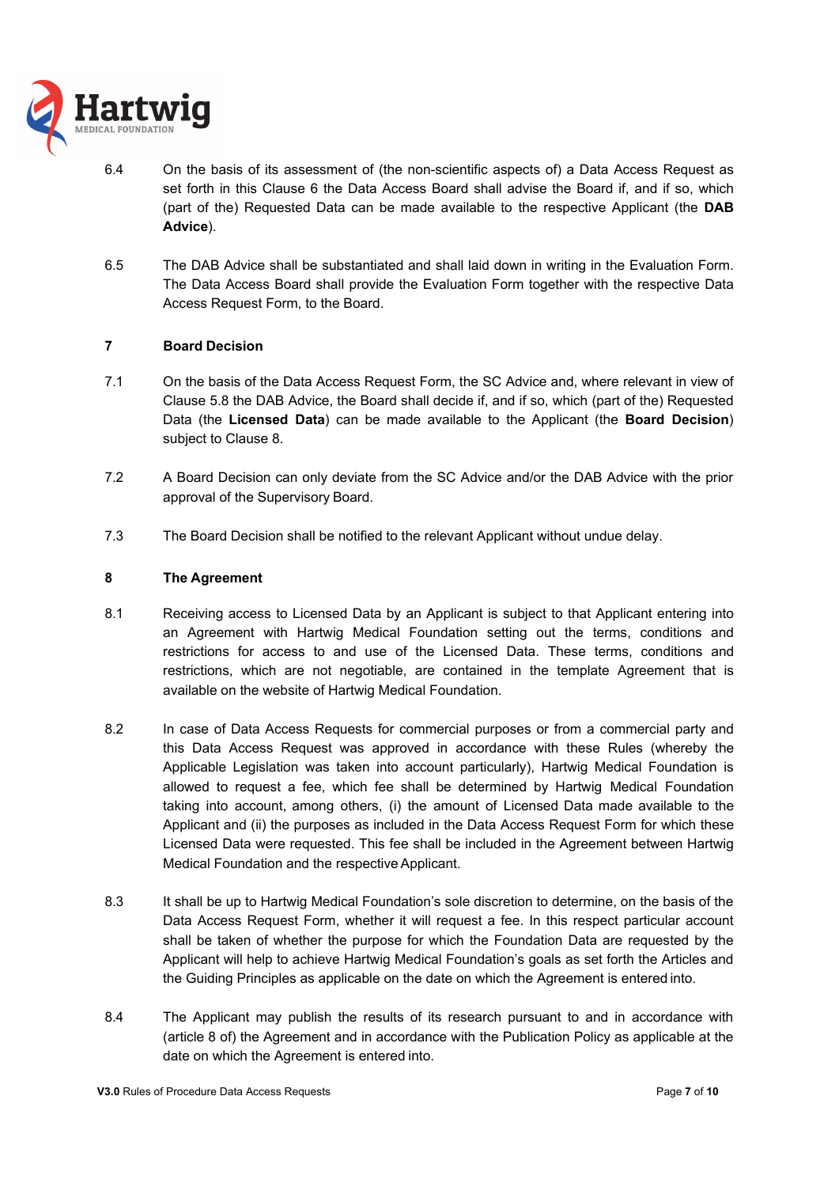6.4 On the basis of its assessment of (the non-scientific aspects of) a Data Access Request as set forth in this Clause 6 the Data Access Board shall advise the Board if, and if so, which (part of the) Requested Data can be made available to the respective Applicant (the **DAB Advice**).

6.5 The DAB Advice shall be substantiated and shall laid down in writing in the Evaluation Form. The Data Access Board shall provide the Evaluation Form together with the respective Data Access Request Form, to the Board.

## 7 Board Decision

7.1 On the basis of the Data Access Request Form, the SC Advice and, where relevant in view of Clause 5.8 the DAB Advice, the Board shall decide if, and if so, which (part of the) Requested Data (the **Licensed Data**) can be made available to the Applicant (the **Board Decision**) subject to Clause 8.

7.2 A Board Decision can only deviate from the SC Advice and/or the DAB Advice with the prior approval of the Supervisory Board.

7.3 The Board Decision shall be notified to the relevant Applicant without undue delay.

## 8 The Agreement

8.1 Receiving access to Licensed Data by an Applicant is subject to that Applicant entering into an Agreement with Hartwig Medical Foundation setting out the terms, conditions and restrictions for access to and use of the Licensed Data. These terms, conditions and restrictions, which are not negotiable, are contained in the template Agreement that is available on the website of Hartwig Medical Foundation.

8.2 In case of Data Access Requests for commercial purposes or from a commercial party and this Data Access Request was approved in accordance with these Rules (whereby the Applicable Legislation was taken into account particularly), Hartwig Medical Foundation is allowed to request a fee, which fee shall be determined by Hartwig Medical Foundation taking into account, among others, (i) the amount of Licensed Data made available to the Applicant and (ii) the purposes as included in the Data Access Request Form for which these Licensed Data were requested. This fee shall be included in the Agreement between Hartwig Medical Foundation and the respective Applicant.

8.3 It shall be up to Hartwig Medical Foundation's sole discretion to determine, on the basis of the Data Access Request Form, whether it will request a fee. In this respect particular account shall be taken of whether the purpose for which the Foundation Data are requested by the Applicant will help to achieve Hartwig Medical Foundation's goals as set forth the Articles and the Guiding Principles as applicable on the date on which the Agreement is entered into.

8.4 The Applicant may publish the results of its research pursuant to and in accordance with (article 8 of) the Agreement and in accordance with the Publication Policy as applicable at the date on which the Agreement is entered into.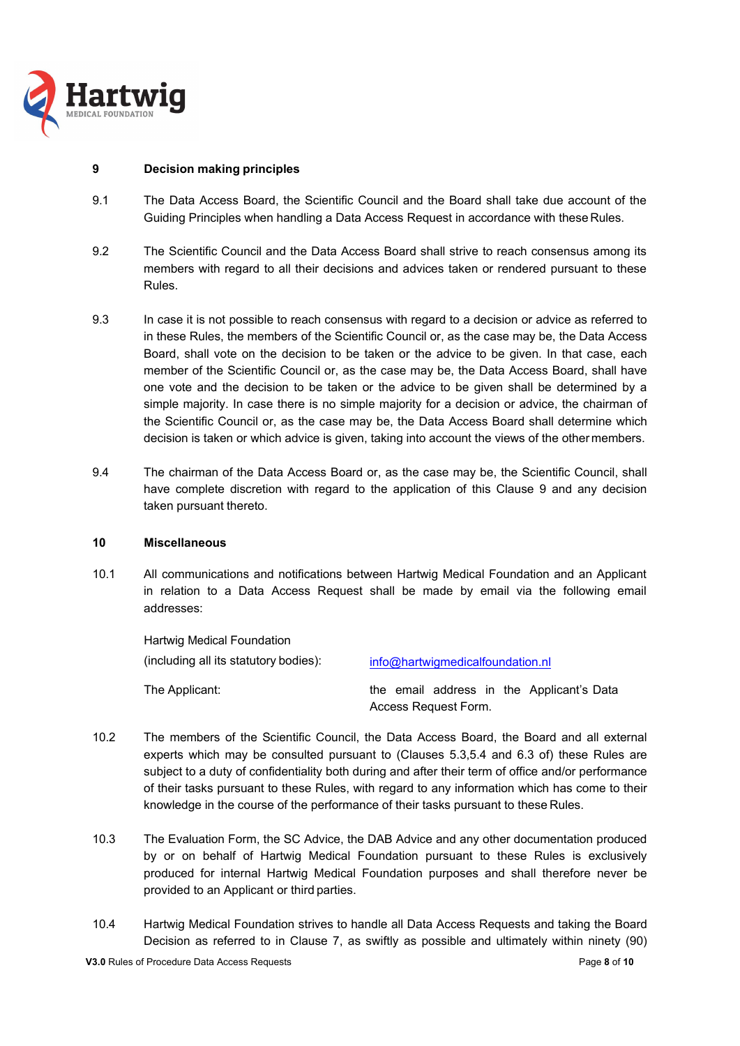**9 Decision making principles**

9.1 The Data Access Board, the Scientific Council and the Board shall take due account of the Guiding Principles when handling a Data Access Request in accordance with these Rules.

9.2 The Scientific Council and the Data Access Board shall strive to reach consensus among its members with regard to all their decisions and advices taken or rendered pursuant to these Rules.

9.3 In case it is not possible to reach consensus with regard to a decision or advice as referred to in these Rules, the members of the Scientific Council or, as the case may be, the Data Access Board, shall vote on the decision to be taken or the advice to be given. In that case, each member of the Scientific Council or, as the case may be, the Data Access Board, shall have one vote and the decision to be taken or the advice to be given shall be determined by a simple majority. In case there is no simple majority for a decision or advice, the chairman of the Scientific Council or, as the case may be, the Data Access Board shall determine which decision is taken or which advice is given, taking into account the views of the other members.

9.4 The chairman of the Data Access Board or, as the case may be, the Scientific Council, shall have complete discretion with regard to the application of this Clause 9 and any decision taken pursuant thereto.

**10 Miscellaneous**

10.1 All communications and notifications between Hartwig Medical Foundation and an Applicant in relation to a Data Access Request shall be made by email via the following email addresses:

| | |
|---|---|
| Hartwig Medical Foundation (including all its statutory bodies): | info@hartwigmedicalfoundation.nl |
| The Applicant: | the email address in the Applicant's Data Access Request Form. |

10.2 The members of the Scientific Council, the Data Access Board, the Board and all external experts which may be consulted pursuant to (Clauses 5.3,5.4 and 6.3 of) these Rules are subject to a duty of confidentiality both during and after their term of office and/or performance of their tasks pursuant to these Rules, with regard to any information which has come to their knowledge in the course of the performance of their tasks pursuant to these Rules.

10.3 The Evaluation Form, the SC Advice, the DAB Advice and any other documentation produced by or on behalf of Hartwig Medical Foundation pursuant to these Rules is exclusively produced for internal Hartwig Medical Foundation purposes and shall therefore never be provided to an Applicant or third parties.

10.4 Hartwig Medical Foundation strives to handle all Data Access Requests and taking the Board Decision as referred to in Clause 7, as swiftly as possible and ultimately within ninety (90)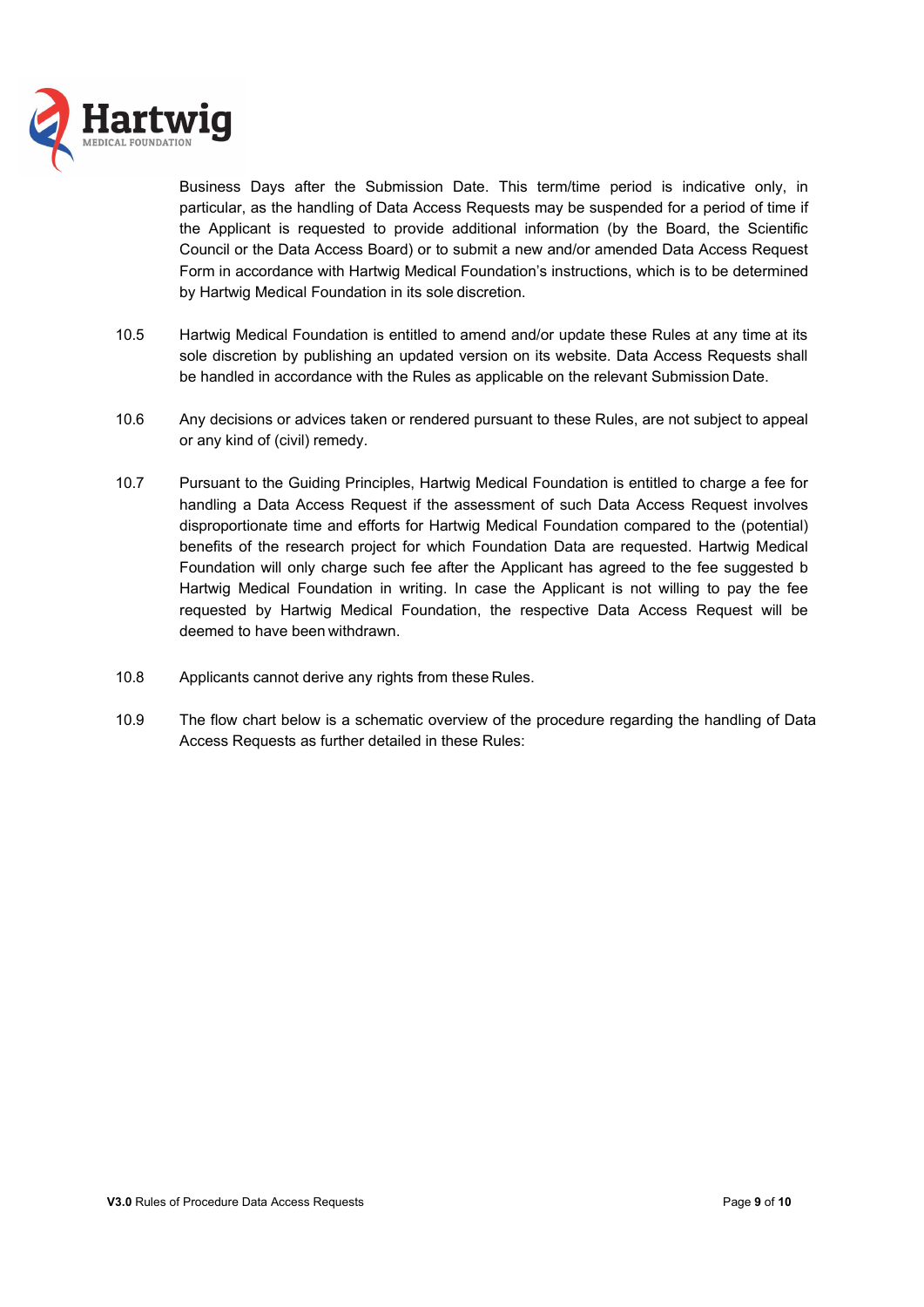Business Days after the Submission Date. This term/time period is indicative only, in particular, as the handling of Data Access Requests may be suspended for a period of time if the Applicant is requested to provide additional information (by the Board, the Scientific Council or the Data Access Board) or to submit a new and/or amended Data Access Request Form in accordance with Hartwig Medical Foundation's instructions, which is to be determined by Hartwig Medical Foundation in its sole discretion.

10.5 Hartwig Medical Foundation is entitled to amend and/or update these Rules at any time at its sole discretion by publishing an updated version on its website. Data Access Requests shall be handled in accordance with the Rules as applicable on the relevant Submission Date.

10.6 Any decisions or advices taken or rendered pursuant to these Rules, are not subject to appeal or any kind of (civil) remedy.

10.7 Pursuant to the Guiding Principles, Hartwig Medical Foundation is entitled to charge a fee for handling a Data Access Request if the assessment of such Data Access Request involves disproportionate time and efforts for Hartwig Medical Foundation compared to the (potential) benefits of the research project for which Foundation Data are requested. Hartwig Medical Foundation will only charge such fee after the Applicant has agreed to the fee suggested b Hartwig Medical Foundation in writing. In case the Applicant is not willing to pay the fee requested by Hartwig Medical Foundation, the respective Data Access Request will be deemed to have been withdrawn.

10.8 Applicants cannot derive any rights from these Rules.

10.9 The flow chart below is a schematic overview of the procedure regarding the handling of Data Access Requests as further detailed in these Rules: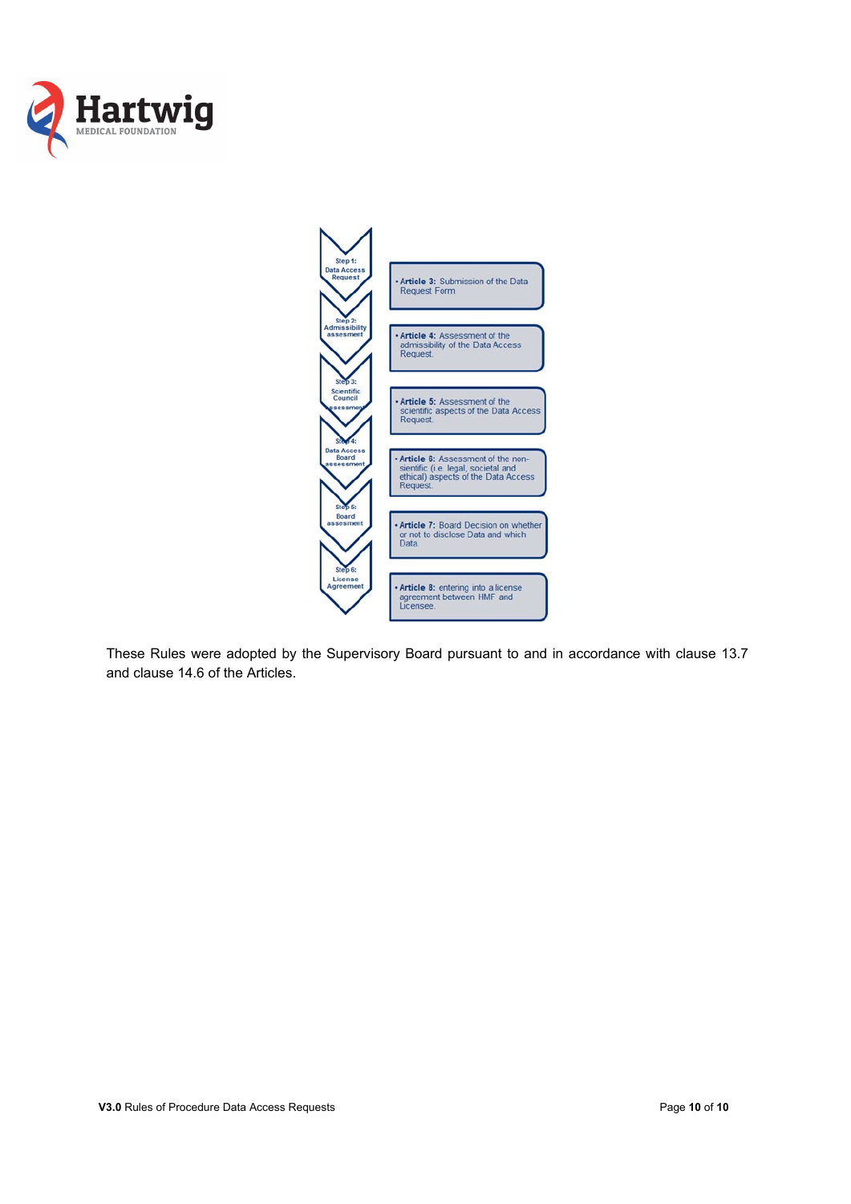Step 1: Data Access Request

- **Article 3:** Submission of the Data Request Form

Step 2: Admissibility assesment

- **Article 4:** Assessment of the admissibility of the Data Access Request.

Step 3: Scientific Council assessment

- **Article 5:** Assessment of the scientific aspects of the Data Access Request.

Step 4: Data Access Board assessment

- **Article 6:** Assessment of the non-sientific (i.e. legal, societal and ethical) aspects of the Data Access Request.

Step 5: Board assesment

- **Article 7:** Board Decision on whether or not to disclose Data and which Data.

Step 6: License Agreement

- **Article 8:** entering into a license agreement between HMF and Licensee.

These Rules were adopted by the Supervisory Board pursuant to and in accordance with clause 13.7 and clause 14.6 of the Articles.